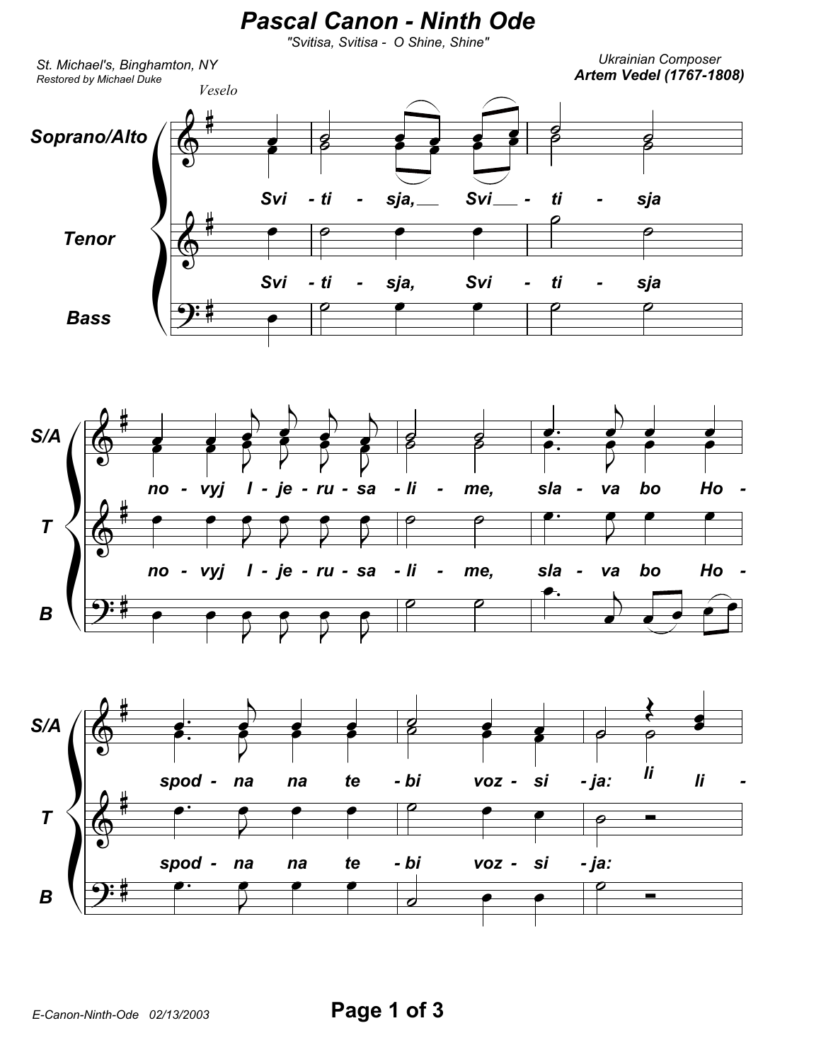# Pascal Canon - Ninth Ode

*"Svitisa, Svitisa - O Shine, Shine"*

*St. Michael's, Binghamton, NY*
*Restored by Michael Duke*

Ukrainian Composer
**Artem Vedel (1767-1808)**

*Veselo*

Soprano/Alto, Tenor, Bass

Svi - ti - sja, Svi - ti - sja

no - vyj I - je - ru - sa - li - me, sla - va bo Ho -

spod - na na te - bi voz - si - ja: li li -

E-Canon-Ninth-Ode 02/13/2003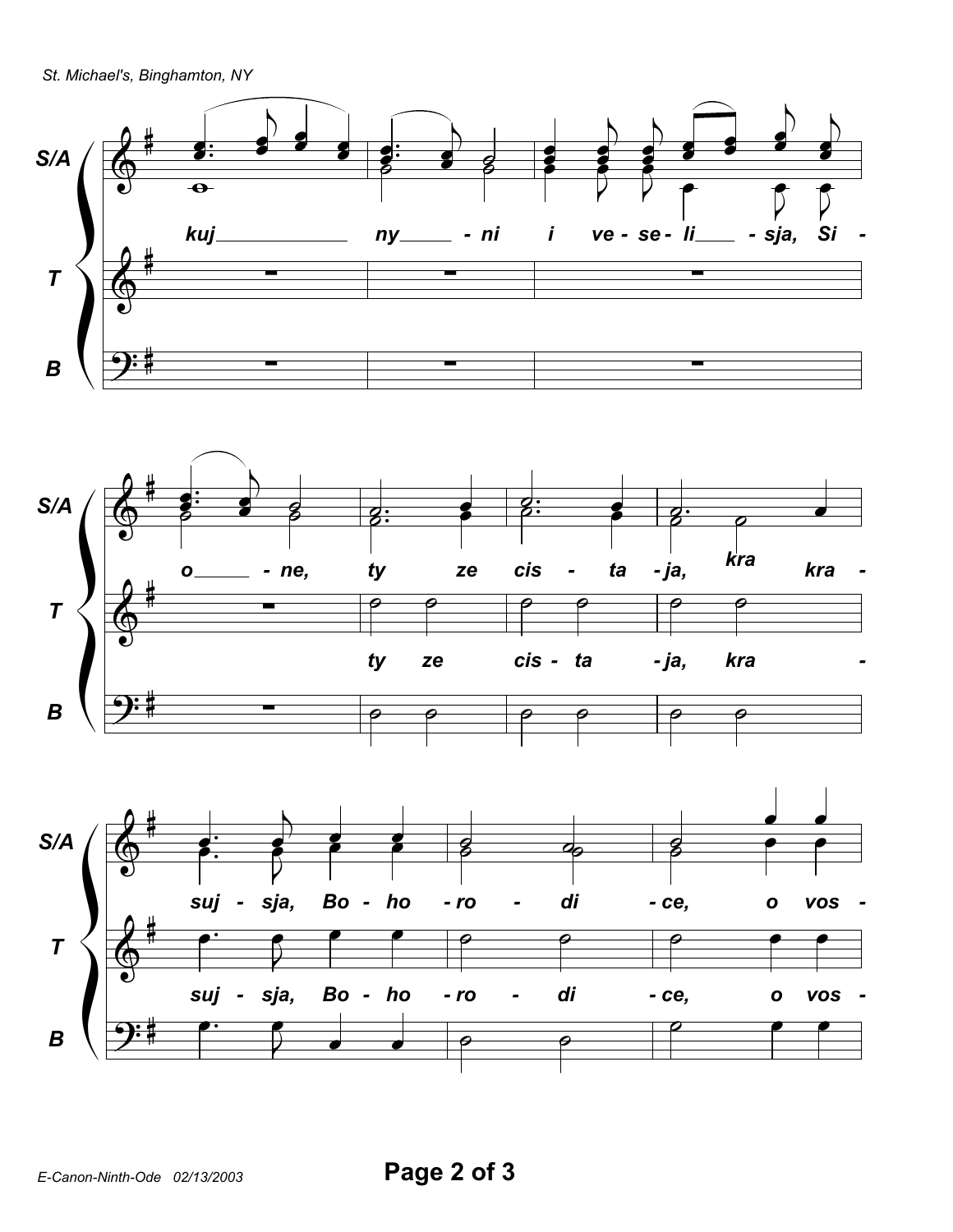**S/A:** kuj ny - ni i ve - se - li - sja, Si -

**T:** (rest)

**B:** (rest)

**S/A:** o - ne, ty ze cis - ta - ja, kra kra -

**T:** ty ze cis - ta - ja, kra -

**S/A:** suj - sja, Bo - ho - ro - di - ce, o vos -

**T:** suj - sja, Bo - ho - ro - di - ce, o vos -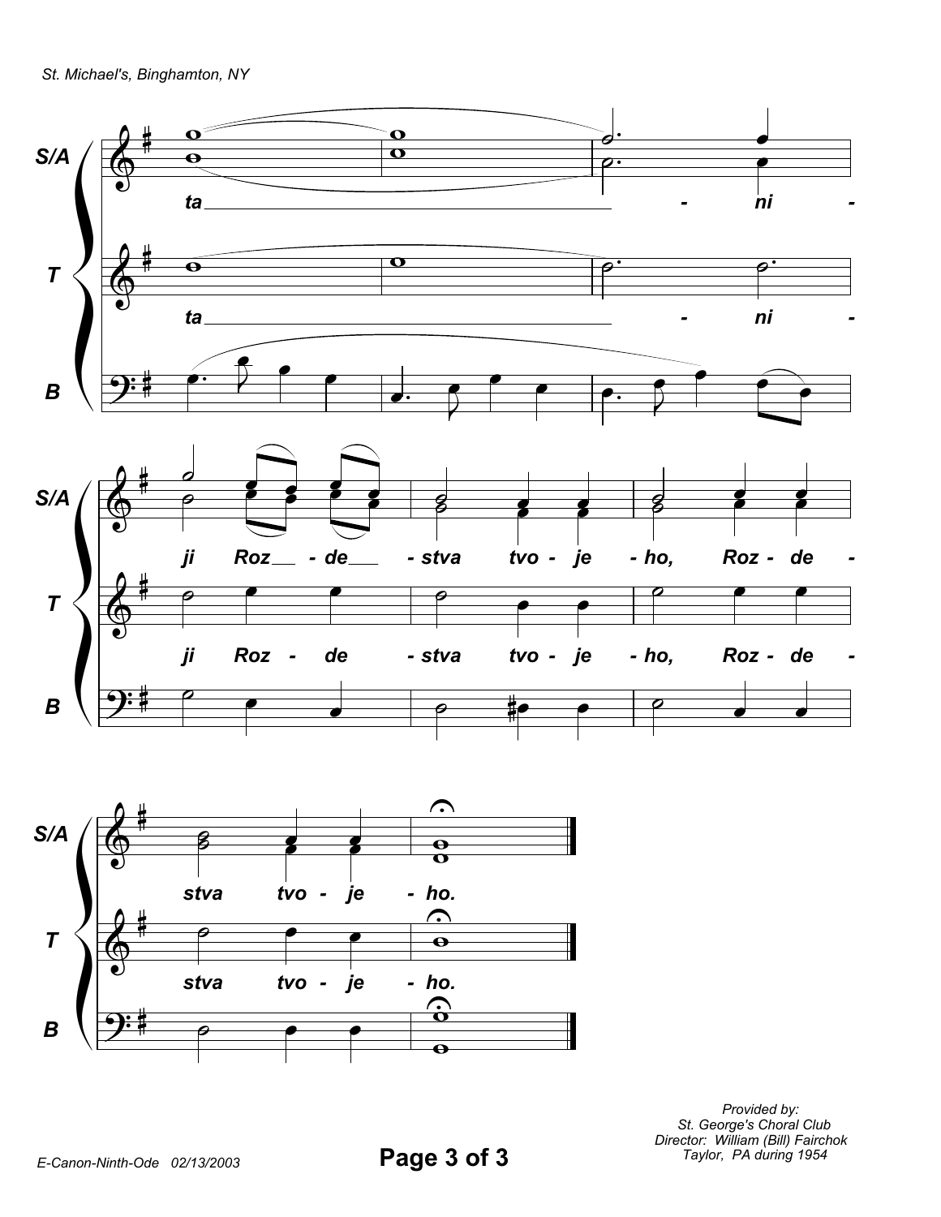S/A: ta - ni - ji Roz - de - stva tvo - je - ho, Roz - de - stva tvo - je - ho.

T: ta - ni - ji Roz - de - stva tvo - je - ho, Roz - de - stva tvo - je - ho.

B

Provided by:
St. George's Choral Club
Director: William (Bill) Fairchok
Taylor, PA during 1954